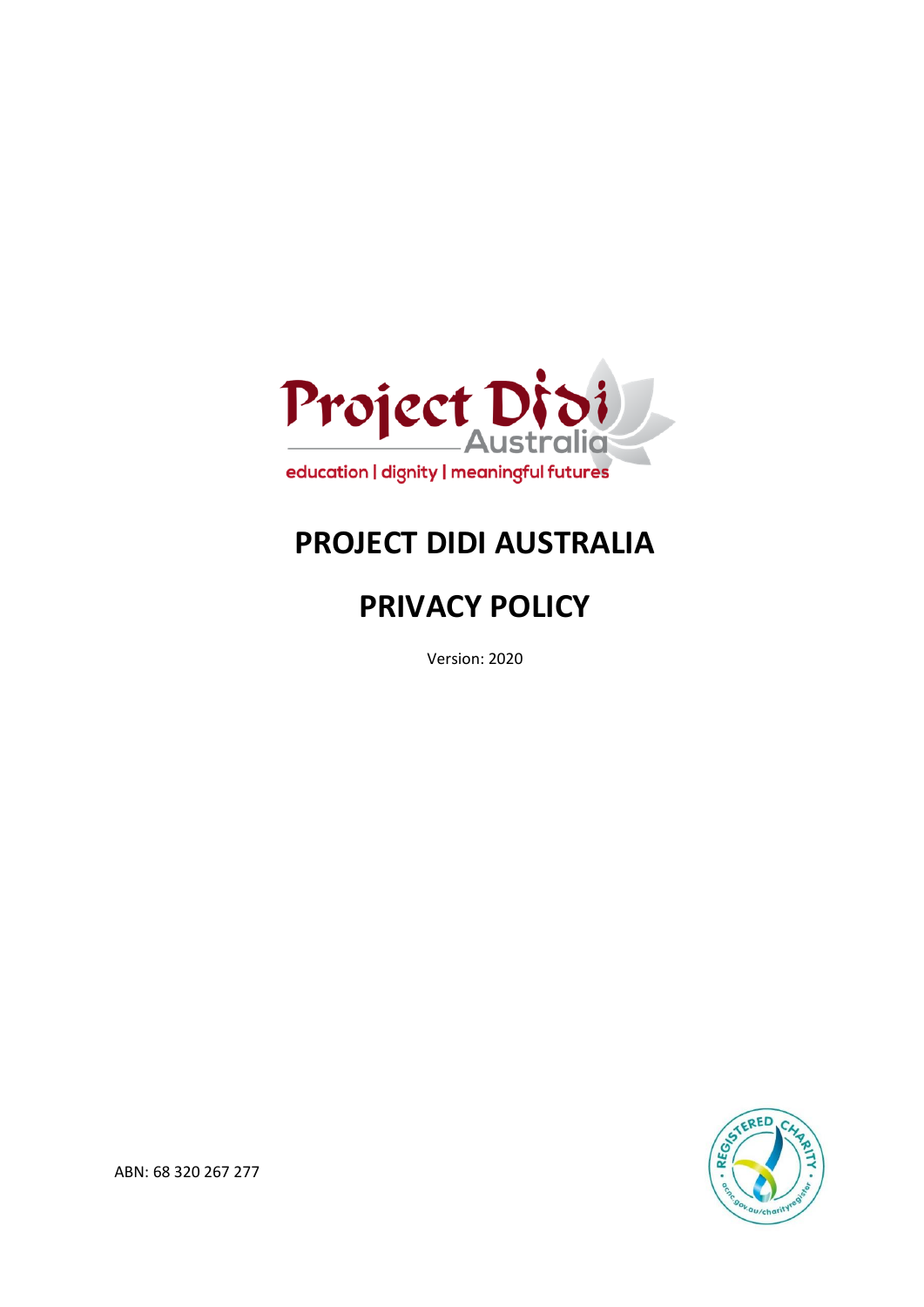Project Didi Australia

education | dignity | meaningful futures

# PROJECT DIDI AUSTRALIA

# PRIVACY POLICY

Version: 2020

ABN: 68 320 267 277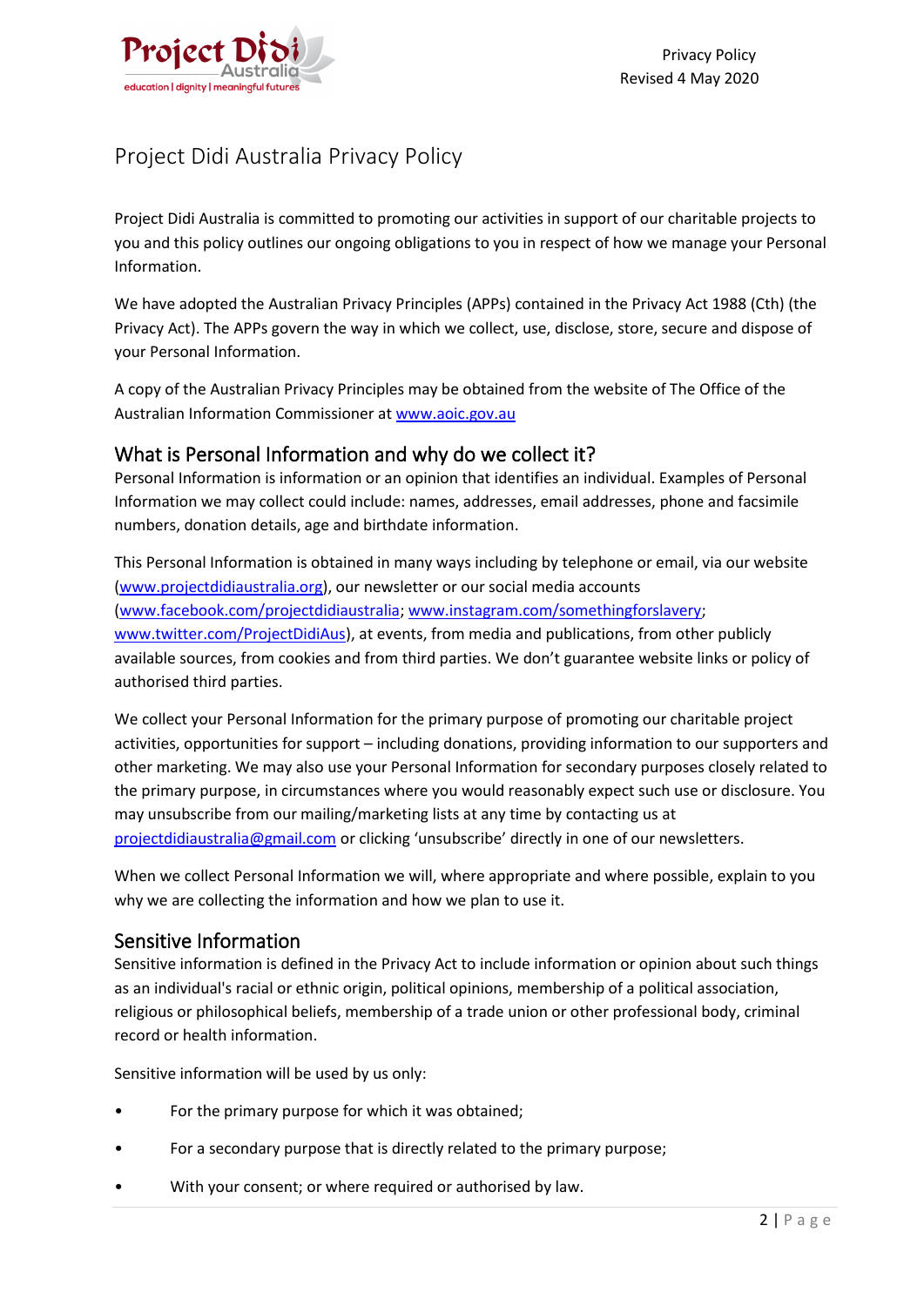# Project Didi Australia Privacy Policy

Project Didi Australia is committed to promoting our activities in support of our charitable projects to you and this policy outlines our ongoing obligations to you in respect of how we manage your Personal Information.

We have adopted the Australian Privacy Principles (APPs) contained in the Privacy Act 1988 (Cth) (the Privacy Act). The APPs govern the way in which we collect, use, disclose, store, secure and dispose of your Personal Information.

A copy of the Australian Privacy Principles may be obtained from the website of The Office of the Australian Information Commissioner at [www.aoic.gov.au](www.aoic.gov.au)

## What is Personal Information and why do we collect it?

Personal Information is information or an opinion that identifies an individual. Examples of Personal Information we may collect could include: names, addresses, email addresses, phone and facsimile numbers, donation details, age and birthdate information.

This Personal Information is obtained in many ways including by telephone or email, via our website ([www.projectdidiaustralia.org](www.projectdidiaustralia.org)), our newsletter or our social media accounts ([www.facebook.com/projectdidiaustralia](www.facebook.com/projectdidiaustralia); [www.instagram.com/somethingforslavery](www.instagram.com/somethingforslavery); [www.twitter.com/ProjectDidiAus](www.twitter.com/ProjectDidiAus)), at events, from media and publications, from other publicly available sources, from cookies and from third parties. We don't guarantee website links or policy of authorised third parties.

We collect your Personal Information for the primary purpose of promoting our charitable project activities, opportunities for support – including donations, providing information to our supporters and other marketing. We may also use your Personal Information for secondary purposes closely related to the primary purpose, in circumstances where you would reasonably expect such use or disclosure. You may unsubscribe from our mailing/marketing lists at any time by contacting us at [projectdidiaustralia@gmail.com](mailto:projectdidiaustralia@gmail.com) or clicking 'unsubscribe' directly in one of our newsletters.

When we collect Personal Information we will, where appropriate and where possible, explain to you why we are collecting the information and how we plan to use it.

## Sensitive Information

Sensitive information is defined in the Privacy Act to include information or opinion about such things as an individual's racial or ethnic origin, political opinions, membership of a political association, religious or philosophical beliefs, membership of a trade union or other professional body, criminal record or health information.

Sensitive information will be used by us only:

- For the primary purpose for which it was obtained;
- For a secondary purpose that is directly related to the primary purpose;
- With your consent; or where required or authorised by law.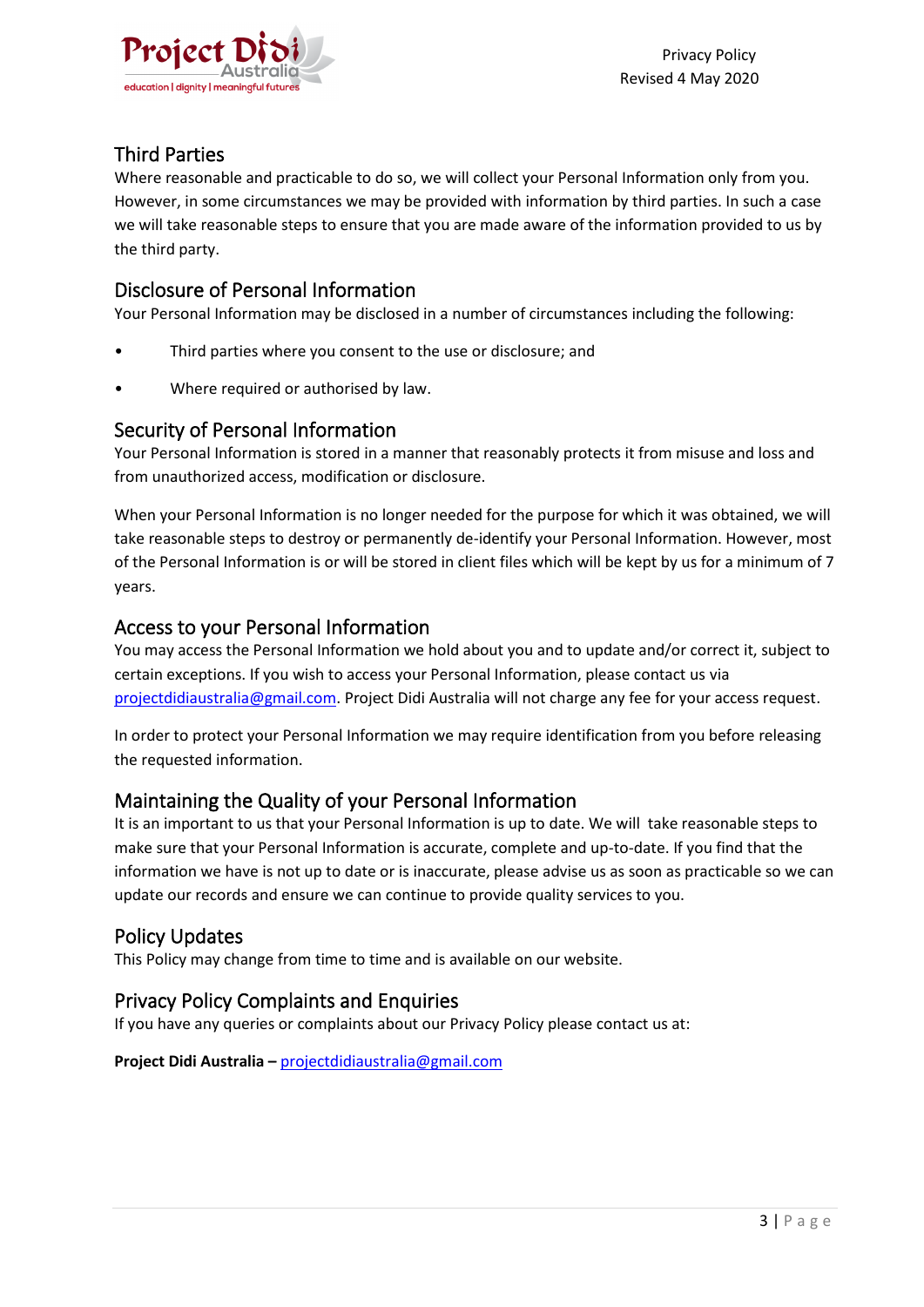## Third Parties

Where reasonable and practicable to do so, we will collect your Personal Information only from you. However, in some circumstances we may be provided with information by third parties. In such a case we will take reasonable steps to ensure that you are made aware of the information provided to us by the third party.

## Disclosure of Personal Information

Your Personal Information may be disclosed in a number of circumstances including the following:

- Third parties where you consent to the use or disclosure; and
- Where required or authorised by law.

## Security of Personal Information

Your Personal Information is stored in a manner that reasonably protects it from misuse and loss and from unauthorized access, modification or disclosure.

When your Personal Information is no longer needed for the purpose for which it was obtained, we will take reasonable steps to destroy or permanently de-identify your Personal Information. However, most of the Personal Information is or will be stored in client files which will be kept by us for a minimum of 7 years.

## Access to your Personal Information

You may access the Personal Information we hold about you and to update and/or correct it, subject to certain exceptions. If you wish to access your Personal Information, please contact us via projectdidiaustralia@gmail.com. Project Didi Australia will not charge any fee for your access request.

In order to protect your Personal Information we may require identification from you before releasing the requested information.

## Maintaining the Quality of your Personal Information

It is an important to us that your Personal Information is up to date. We will take reasonable steps to make sure that your Personal Information is accurate, complete and up-to-date. If you find that the information we have is not up to date or is inaccurate, please advise us as soon as practicable so we can update our records and ensure we can continue to provide quality services to you.

## Policy Updates

This Policy may change from time to time and is available on our website.

## Privacy Policy Complaints and Enquiries

If you have any queries or complaints about our Privacy Policy please contact us at:

**Project Didi Australia –** projectdidiaustralia@gmail.com